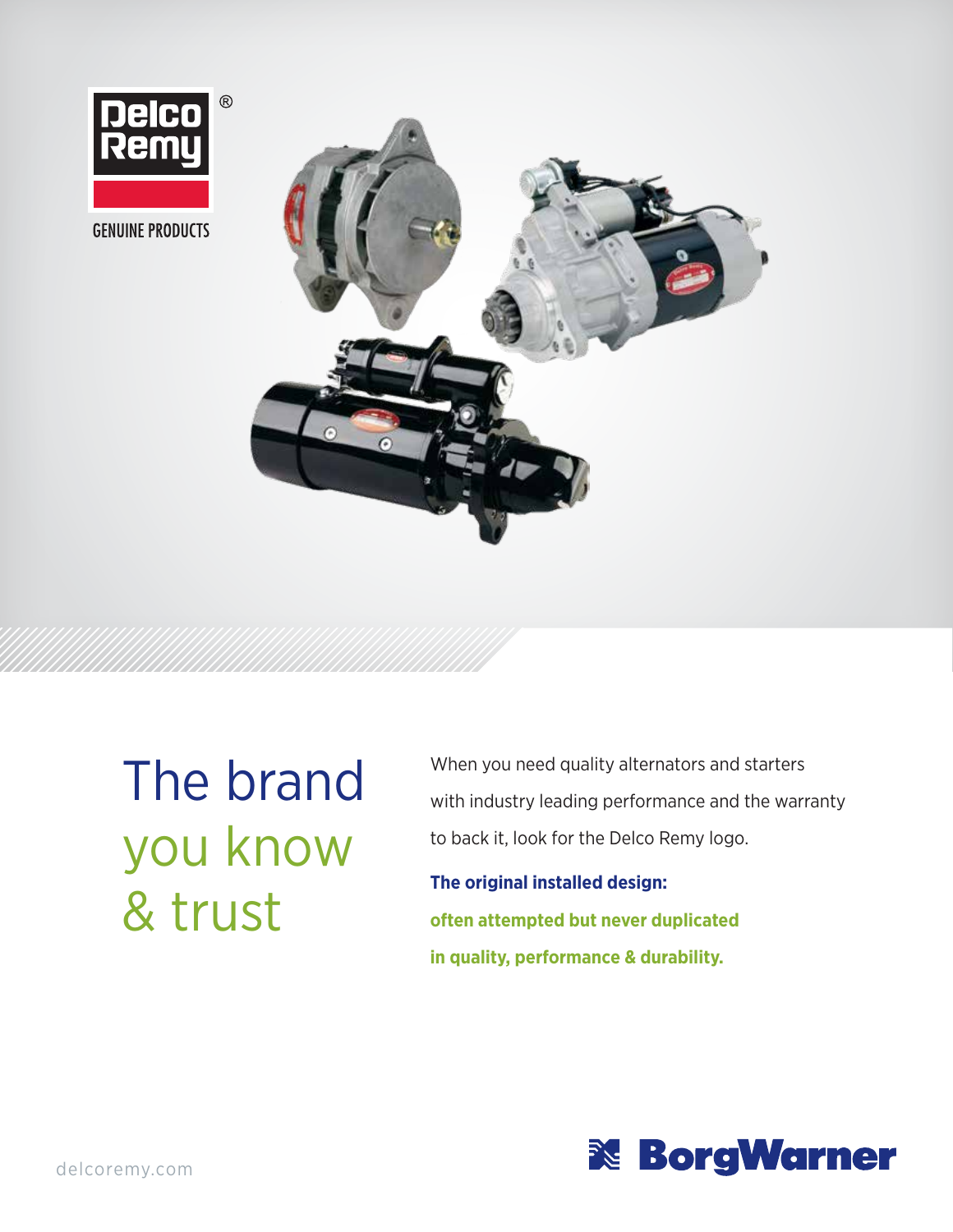Delco Remy®

GENUINE PRODUCTS

# The brand you know & trust

When you need quality alternators and starters with industry leading performance and the warranty to back it, look for the Delco Remy logo.

**The original installed design: often attempted but never duplicated in quality, performance & durability.**

delcoremy.com

BorgWarner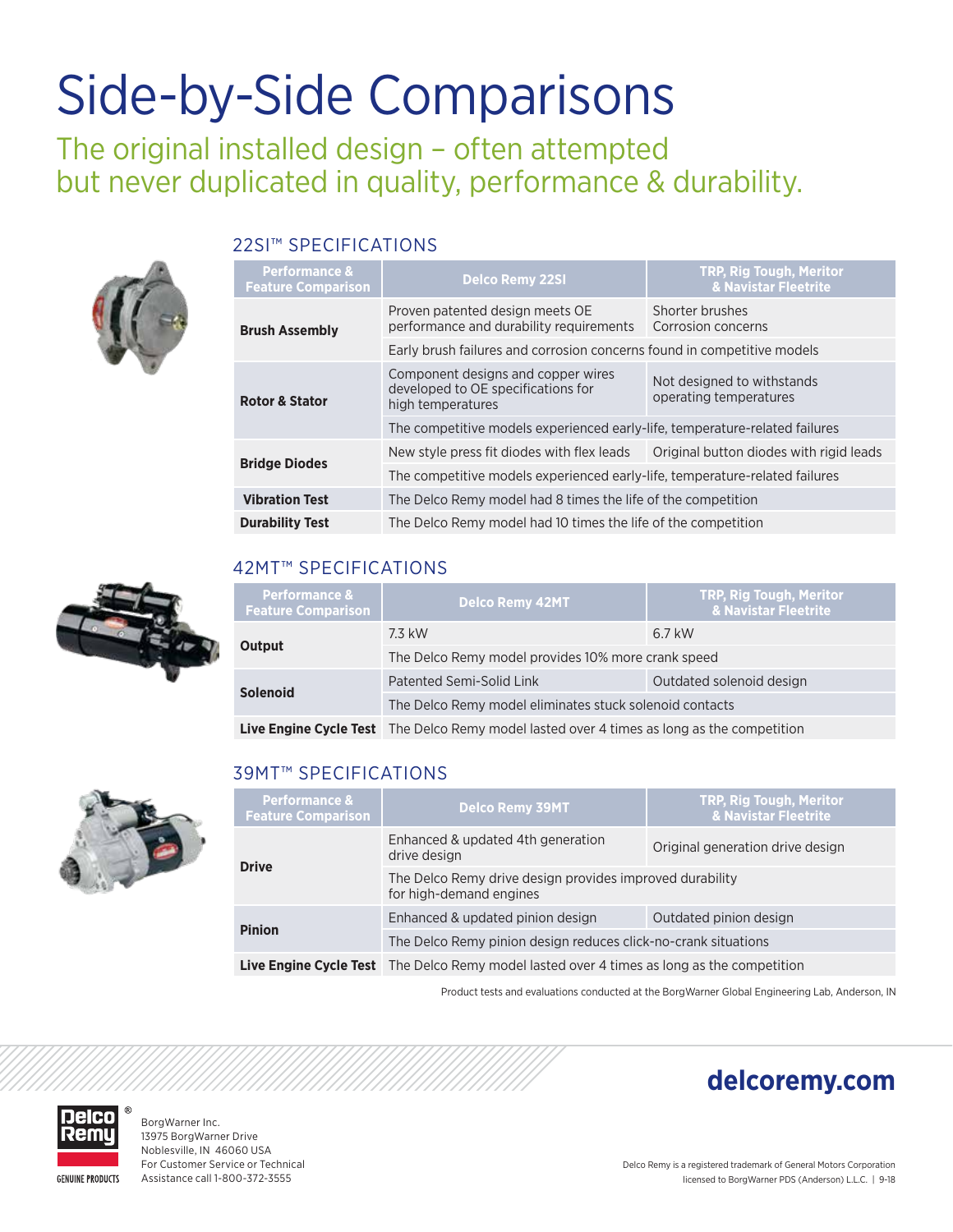# Side-by-Side Comparisons

## The original installed design – often attempted but never duplicated in quality, performance & durability.

### 22SI™ SPECIFICATIONS

| Performance & Feature Comparison | Delco Remy 22SI | TRP, Rig Tough, Meritor & Navistar Fleetrite |
|---|---|---|
| **Brush Assembly** | Proven patented design meets OE performance and durability requirements | Shorter brushes Corrosion concerns |
| | Early brush failures and corrosion concerns found in competitive models | |
| **Rotor & Stator** | Component designs and copper wires developed to OE specifications for high temperatures | Not designed to withstands operating temperatures |
| | The competitive models experienced early-life, temperature-related failures | |
| **Bridge Diodes** | New style press fit diodes with flex leads | Original button diodes with rigid leads |
| | The competitive models experienced early-life, temperature-related failures | |
| **Vibration Test** | The Delco Remy model had 8 times the life of the competition | |
| **Durability Test** | The Delco Remy model had 10 times the life of the competition | |

### 42MT™ SPECIFICATIONS

| Performance & Feature Comparison | Delco Remy 42MT | TRP, Rig Tough, Meritor & Navistar Fleetrite |
|---|---|---|
| **Output** | 7.3 kW | 6.7 kW |
| | The Delco Remy model provides 10% more crank speed | |
| **Solenoid** | Patented Semi-Solid Link | Outdated solenoid design |
| | The Delco Remy model eliminates stuck solenoid contacts | |
| **Live Engine Cycle Test** | The Delco Remy model lasted over 4 times as long as the competition | |

### 39MT™ SPECIFICATIONS

| Performance & Feature Comparison | Delco Remy 39MT | TRP, Rig Tough, Meritor & Navistar Fleetrite |
|---|---|---|
| **Drive** | Enhanced & updated 4th generation drive design | Original generation drive design |
| | The Delco Remy drive design provides improved durability for high-demand engines | |
| **Pinion** | Enhanced & updated pinion design | Outdated pinion design |
| | The Delco Remy pinion design reduces click-no-crank situations | |
| **Live Engine Cycle Test** | The Delco Remy model lasted over 4 times as long as the competition | |

Product tests and evaluations conducted at the BorgWarner Global Engineering Lab, Anderson, IN

**delcoremy.com**

BorgWarner Inc.
13975 BorgWarner Drive
Noblesville, IN 46060 USA
For Customer Service or Technical Assistance call 1-800-372-3555

Delco Remy is a registered trademark of General Motors Corporation licensed to BorgWarner PDS (Anderson) L.L.C. | 9-18